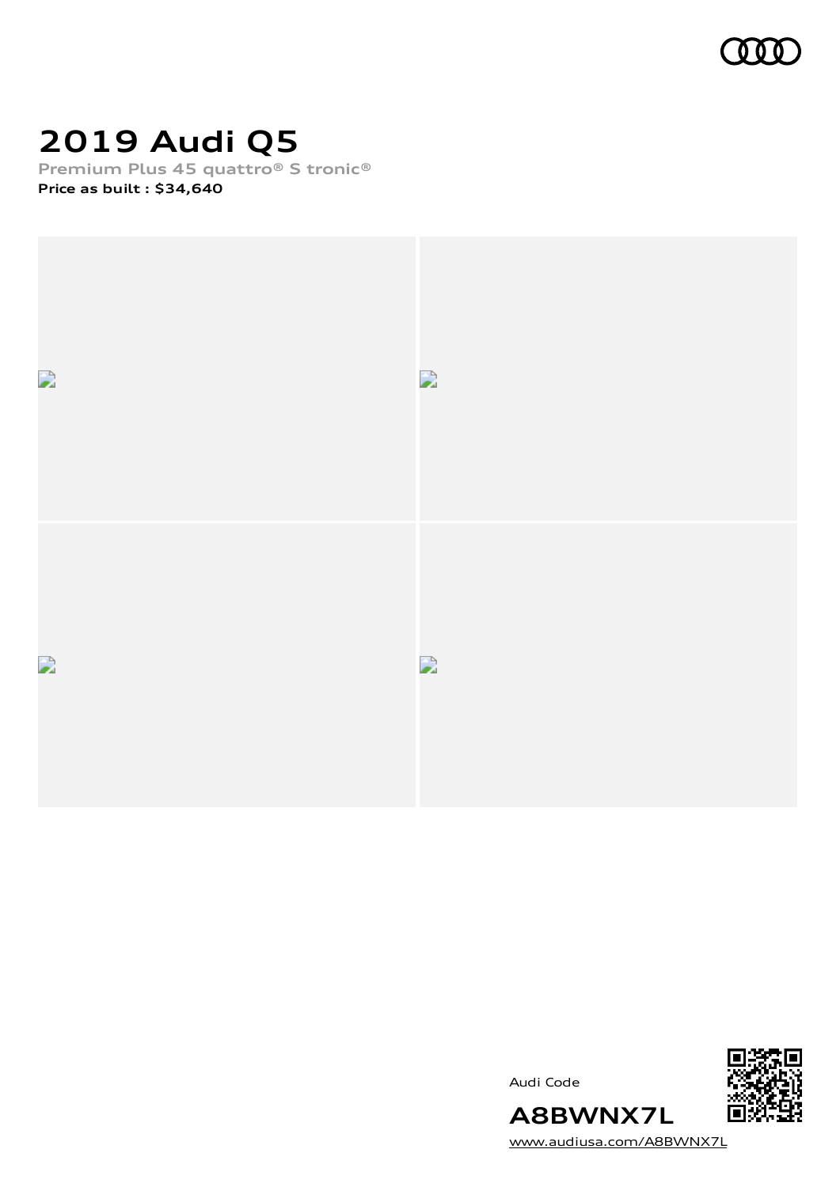# 2019 Audi Q5

**Premium Plus 45 quattro® S tronic®**

**Price as built : $34,640**

Audi Code

**A8BWNX7L**

www.audiusa.com/A8BWNX7L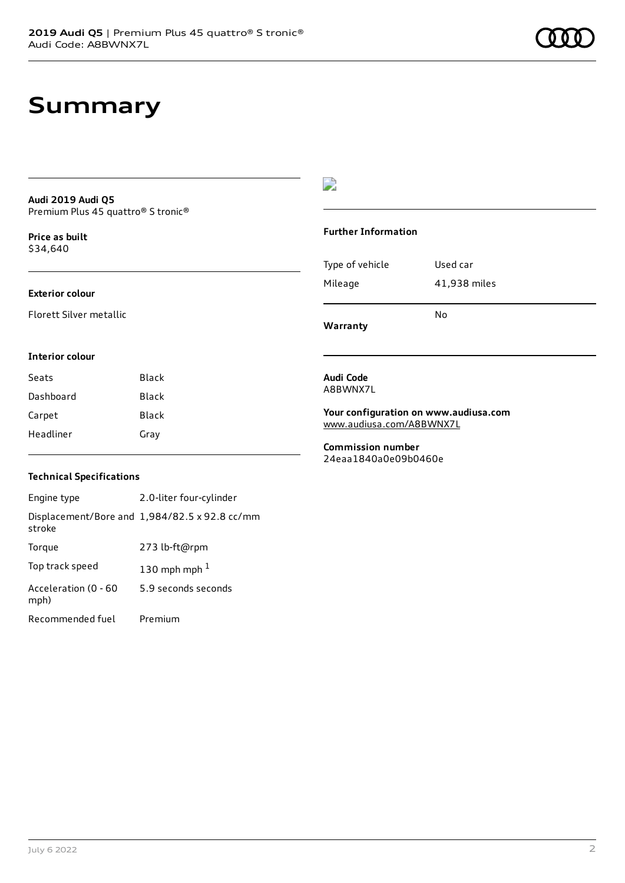# Summary

**Audi 2019 Audi Q5**
Premium Plus 45 quattro® S tronic®

**Price as built**
$34,640

### Exterior colour

Florett Silver metallic

### Interior colour

| Seats | Black |
| --- | --- |
| Dashboard | Black |
| Carpet | Black |
| Headliner | Gray |

### Technical Specifications

| Engine type | 2.0-liter four-cylinder |
| --- | --- |
| Displacement/Bore and stroke | 1,984/82.5 x 92.8 cc/mm |
| Torque | 273 lb-ft@rpm |
| Top track speed | 130 mph mph [1] |
| Acceleration (0 - 60 mph) | 5.9 seconds seconds |
| Recommended fuel | Premium |

### Further Information

| Type of vehicle | Used car |
| --- | --- |
| Mileage | 41,938 miles |
| **Warranty** | No |

**Audi Code**
A8BWNX7L

**Your configuration on www.audiusa.com**
www.audiusa.com/A8BWNX7L

**Commission number**
24eaa1840a0e09b0460e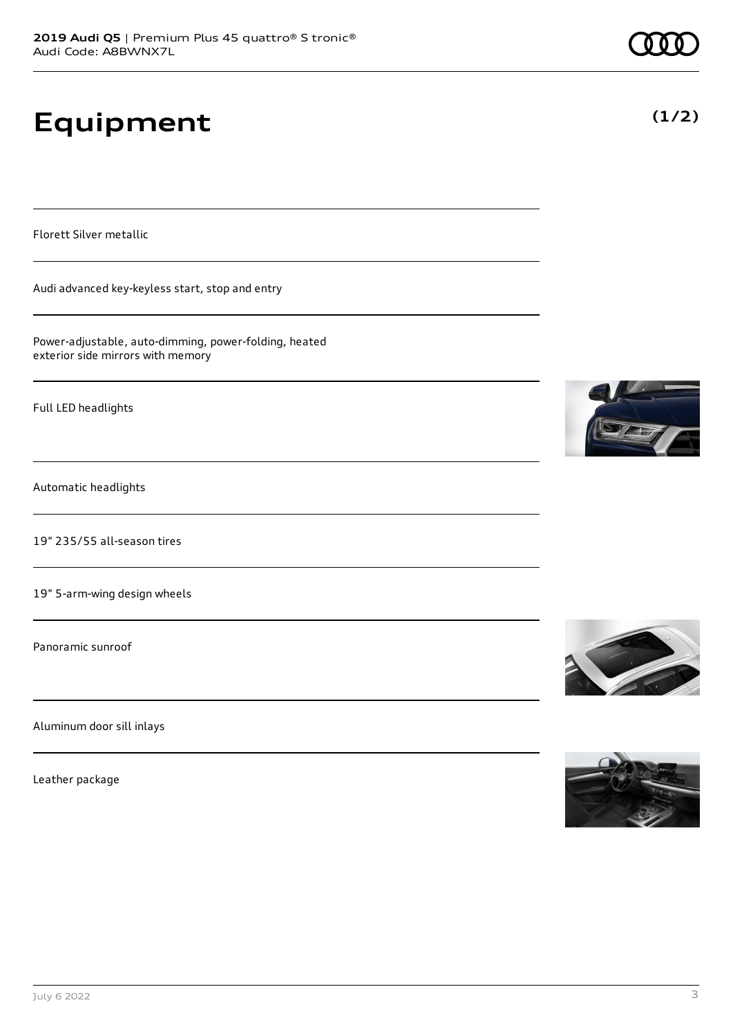# Equipment

**(1/2)**

Florett Silver metallic

Audi advanced key-keyless start, stop and entry

Power-adjustable, auto-dimming, power-folding, heated exterior side mirrors with memory

Full LED headlights

Automatic headlights

19" 235/55 all-season tires

19" 5-arm-wing design wheels

Panoramic sunroof

Aluminum door sill inlays

Leather package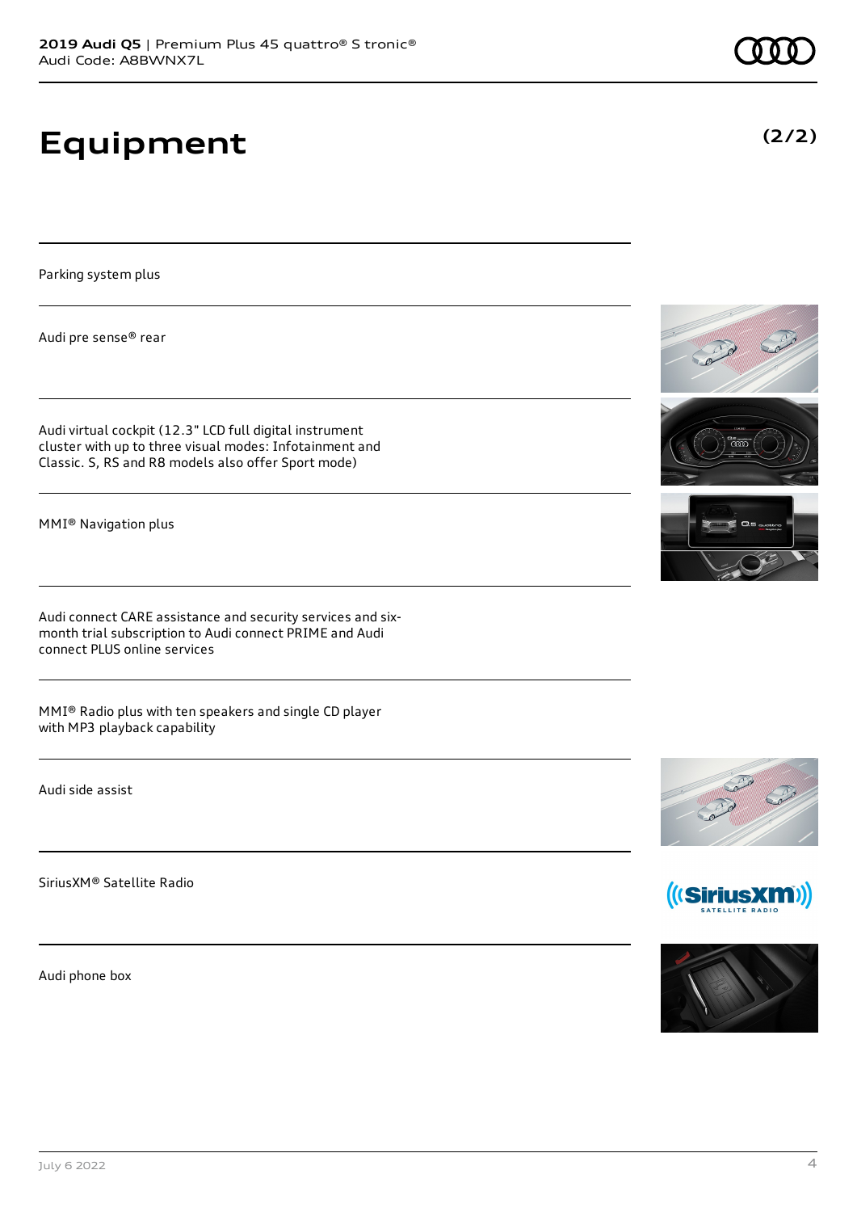# Equipment

(2/2)

Parking system plus

Audi pre sense® rear

Audi virtual cockpit (12.3" LCD full digital instrument cluster with up to three visual modes: Infotainment and Classic. S, RS and R8 models also offer Sport mode)

MMI® Navigation plus

Audi connect CARE assistance and security services and six-month trial subscription to Audi connect PRIME and Audi connect PLUS online services

MMI® Radio plus with ten speakers and single CD player with MP3 playback capability

Audi side assist

SiriusXM® Satellite Radio

Audi phone box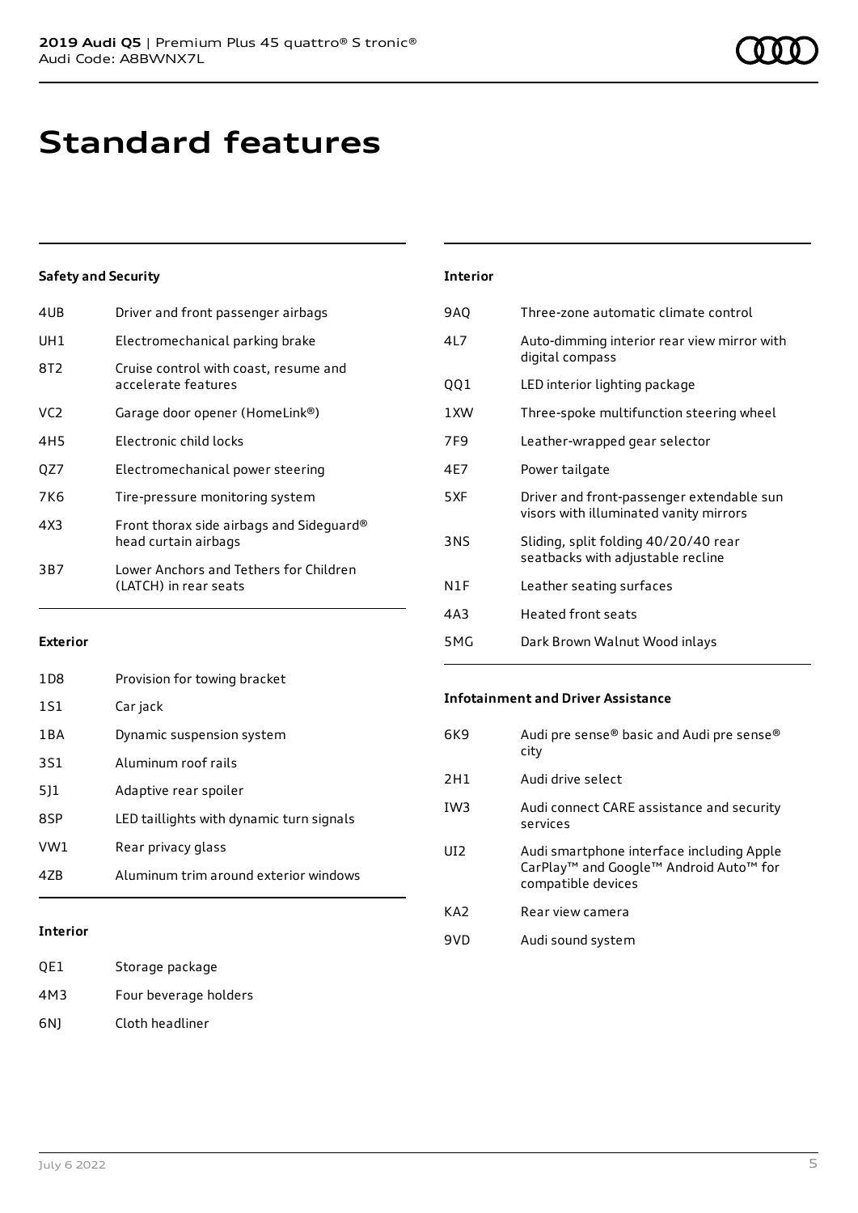# Standard features

### Safety and Security

| | |
|---|---|
| 4UB | Driver and front passenger airbags |
| UH1 | Electromechanical parking brake |
| 8T2 | Cruise control with coast, resume and accelerate features |
| VC2 | Garage door opener (HomeLink®) |
| 4H5 | Electronic child locks |
| QZ7 | Electromechanical power steering |
| 7K6 | Tire-pressure monitoring system |
| 4X3 | Front thorax side airbags and Sideguard® head curtain airbags |
| 3B7 | Lower Anchors and Tethers for Children (LATCH) in rear seats |

### Exterior

| | |
|---|---|
| 1D8 | Provision for towing bracket |
| 1S1 | Car jack |
| 1BA | Dynamic suspension system |
| 3S1 | Aluminum roof rails |
| 5J1 | Adaptive rear spoiler |
| 8SP | LED taillights with dynamic turn signals |
| VW1 | Rear privacy glass |
| 4ZB | Aluminum trim around exterior windows |

### Interior

| | |
|---|---|
| QE1 | Storage package |
| 4M3 | Four beverage holders |
| 6NJ | Cloth headliner |

### Interior

| | |
|---|---|
| 9AQ | Three-zone automatic climate control |
| 4L7 | Auto-dimming interior rear view mirror with digital compass |
| QQ1 | LED interior lighting package |
| 1XW | Three-spoke multifunction steering wheel |
| 7F9 | Leather-wrapped gear selector |
| 4E7 | Power tailgate |
| 5XF | Driver and front-passenger extendable sun visors with illuminated vanity mirrors |
| 3NS | Sliding, split folding 40/20/40 rear seatbacks with adjustable recline |
| N1F | Leather seating surfaces |
| 4A3 | Heated front seats |
| 5MG | Dark Brown Walnut Wood inlays |

### Infotainment and Driver Assistance

| | |
|---|---|
| 6K9 | Audi pre sense® basic and Audi pre sense® city |
| 2H1 | Audi drive select |
| IW3 | Audi connect CARE assistance and security services |
| UI2 | Audi smartphone interface including Apple CarPlay™ and Google™ Android Auto™ for compatible devices |
| KA2 | Rear view camera |
| 9VD | Audi sound system |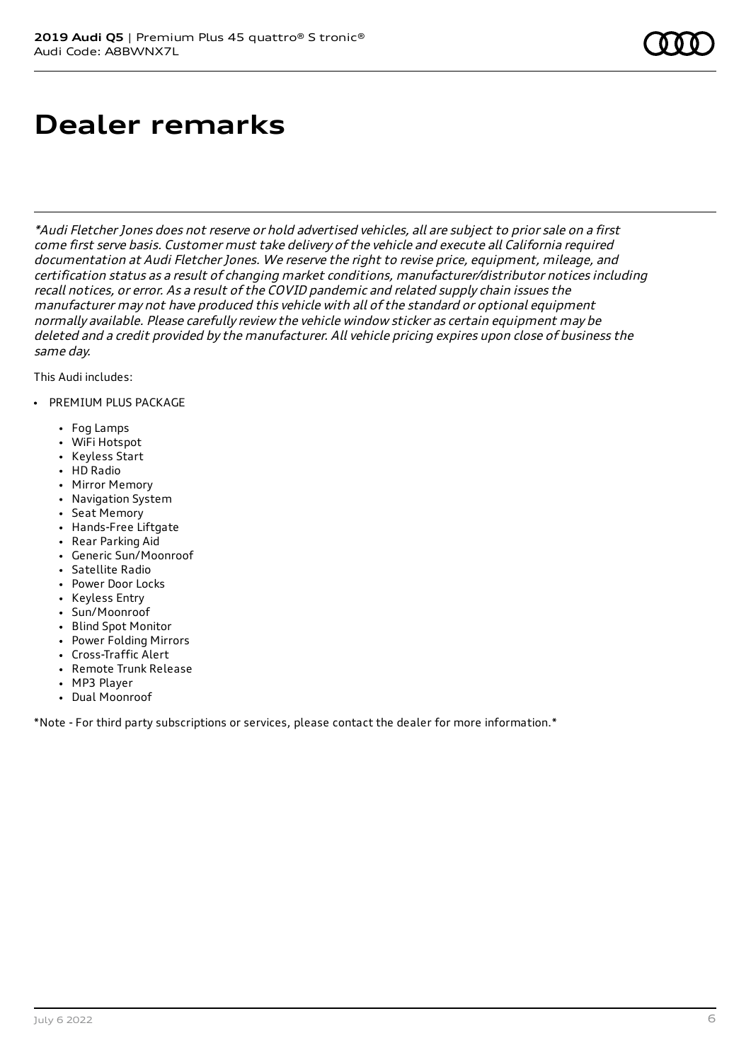# Dealer remarks

*\*Audi Fletcher Jones does not reserve or hold advertised vehicles, all are subject to prior sale on a first come first serve basis. Customer must take delivery of the vehicle and execute all California required documentation at Audi Fletcher Jones. We reserve the right to revise price, equipment, mileage, and certification status as a result of changing market conditions, manufacturer/distributor notices including recall notices, or error. As a result of the COVID pandemic and related supply chain issues the manufacturer may not have produced this vehicle with all of the standard or optional equipment normally available. Please carefully review the vehicle window sticker as certain equipment may be deleted and a credit provided by the manufacturer. All vehicle pricing expires upon close of business the same day.*

This Audi includes:

- PREMIUM PLUS PACKAGE
    - Fog Lamps
    - WiFi Hotspot
    - Keyless Start
    - HD Radio
    - Mirror Memory
    - Navigation System
    - Seat Memory
    - Hands-Free Liftgate
    - Rear Parking Aid
    - Generic Sun/Moonroof
    - Satellite Radio
    - Power Door Locks
    - Keyless Entry
    - Sun/Moonroof
    - Blind Spot Monitor
    - Power Folding Mirrors
    - Cross-Traffic Alert
    - Remote Trunk Release
    - MP3 Player
    - Dual Moonroof

*Note - For third party subscriptions or services, please contact the dealer for more information.*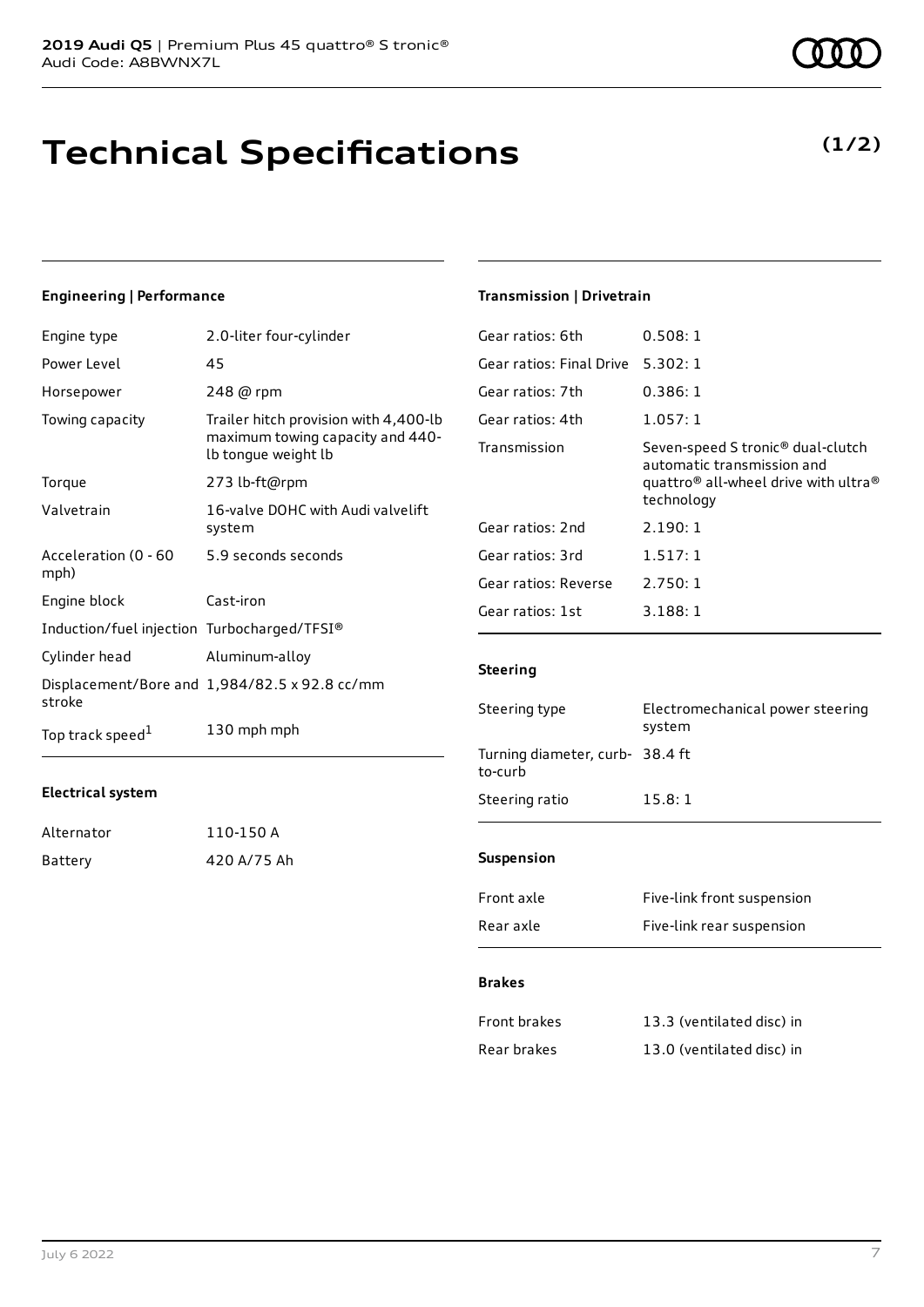# Technical Specifications

**(1/2)**

#### Engineering | Performance

| | |
|---|---|
| Engine type | 2.0-liter four-cylinder |
| Power Level | 45 |
| Horsepower | 248 @ rpm |
| Towing capacity | Trailer hitch provision with 4,400-lb maximum towing capacity and 440-lb tongue weight lb |
| Torque | 273 lb-ft@rpm |
| Valvetrain | 16-valve DOHC with Audi valvelift system |
| Acceleration (0 - 60 mph) | 5.9 seconds seconds |
| Engine block | Cast-iron |
| Induction/fuel injection | Turbocharged/TFSI® |
| Cylinder head | Aluminum-alloy |
| Displacement/Bore and stroke | 1,984/82.5 x 92.8 cc/mm |
| Top track speed[1] | 130 mph mph |

#### Electrical system

| | |
|---|---|
| Alternator | 110-150 A |
| Battery | 420 A/75 Ah |

#### Transmission | Drivetrain

| | |
|---|---|
| Gear ratios: 6th | 0.508: 1 |
| Gear ratios: Final Drive | 5.302: 1 |
| Gear ratios: 7th | 0.386: 1 |
| Gear ratios: 4th | 1.057: 1 |
| Transmission | Seven-speed S tronic® dual-clutch automatic transmission and quattro® all-wheel drive with ultra® technology |
| Gear ratios: 2nd | 2.190: 1 |
| Gear ratios: 3rd | 1.517: 1 |
| Gear ratios: Reverse | 2.750: 1 |
| Gear ratios: 1st | 3.188: 1 |

#### Steering

| | |
|---|---|
| Steering type | Electromechanical power steering system |
| Turning diameter, curb-to-curb | 38.4 ft |
| Steering ratio | 15.8: 1 |

#### Suspension

| | |
|---|---|
| Front axle | Five-link front suspension |
| Rear axle | Five-link rear suspension |

#### Brakes

| | |
|---|---|
| Front brakes | 13.3 (ventilated disc) in |
| Rear brakes | 13.0 (ventilated disc) in |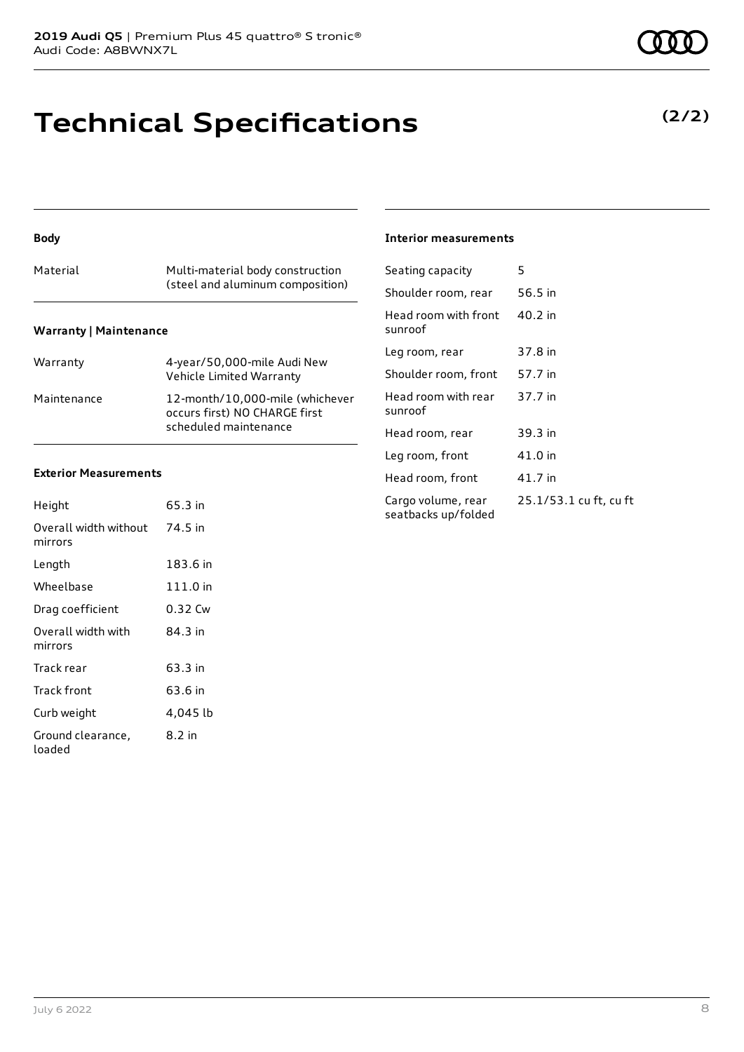# Technical Specifications

**(2/2)**

**Body**

| Material | Multi-material body construction (steel and aluminum composition) |
|---|---|

**Warranty | Maintenance**

| Warranty | 4-year/50,000-mile Audi New Vehicle Limited Warranty |
|---|---|
| Maintenance | 12-month/10,000-mile (whichever occurs first) NO CHARGE first scheduled maintenance |

**Exterior Measurements**

| Height | 65.3 in |
|---|---|
| Overall width without mirrors | 74.5 in |
| Length | 183.6 in |
| Wheelbase | 111.0 in |
| Drag coefficient | 0.32 Cw |
| Overall width with mirrors | 84.3 in |
| Track rear | 63.3 in |
| Track front | 63.6 in |
| Curb weight | 4,045 lb |
| Ground clearance, loaded | 8.2 in |

**Interior measurements**

| Seating capacity | 5 |
|---|---|
| Shoulder room, rear | 56.5 in |
| Head room with front sunroof | 40.2 in |
| Leg room, rear | 37.8 in |
| Shoulder room, front | 57.7 in |
| Head room with rear sunroof | 37.7 in |
| Head room, rear | 39.3 in |
| Leg room, front | 41.0 in |
| Head room, front | 41.7 in |
| Cargo volume, rear seatbacks up/folded | 25.1/53.1 cu ft, cu ft |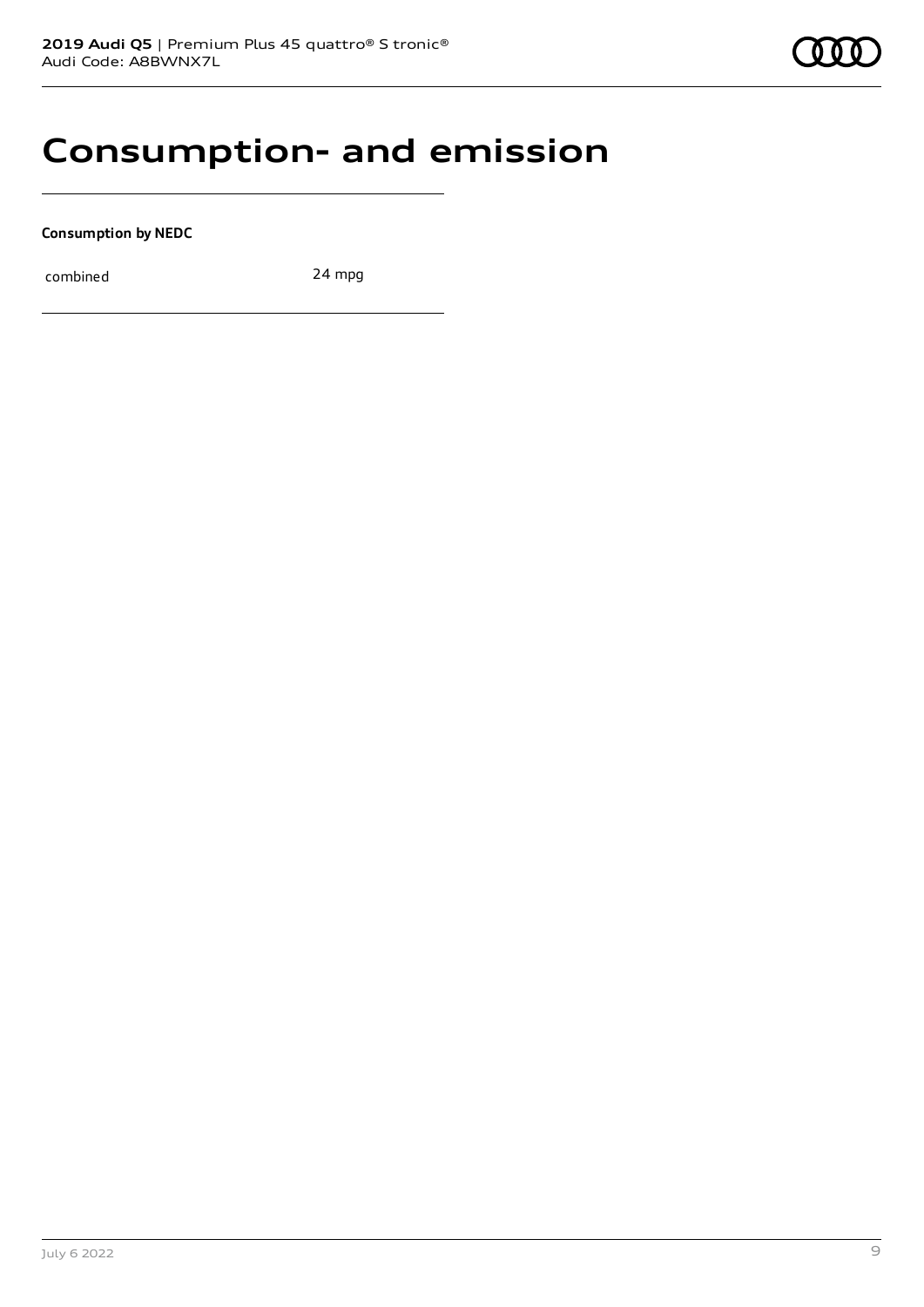# Consumption- and emission

**Consumption by NEDC**

| | |
|---|---|
| combined | 24 mpg |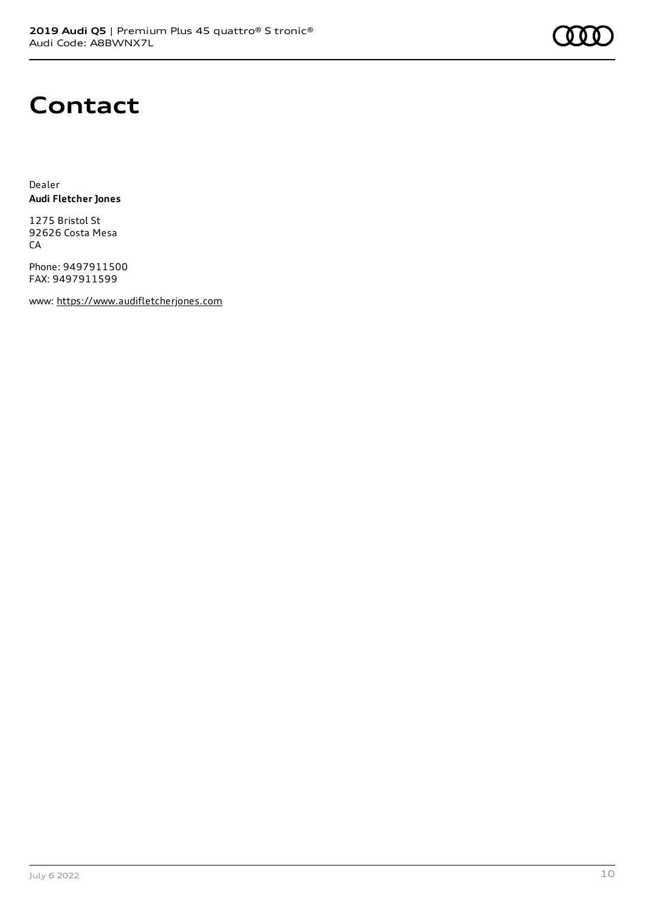# Contact

Dealer
**Audi Fletcher Jones**

1275 Bristol St
92626 Costa Mesa
CA

Phone: 9497911500
FAX: 9497911599

www: https://www.audifletcherjones.com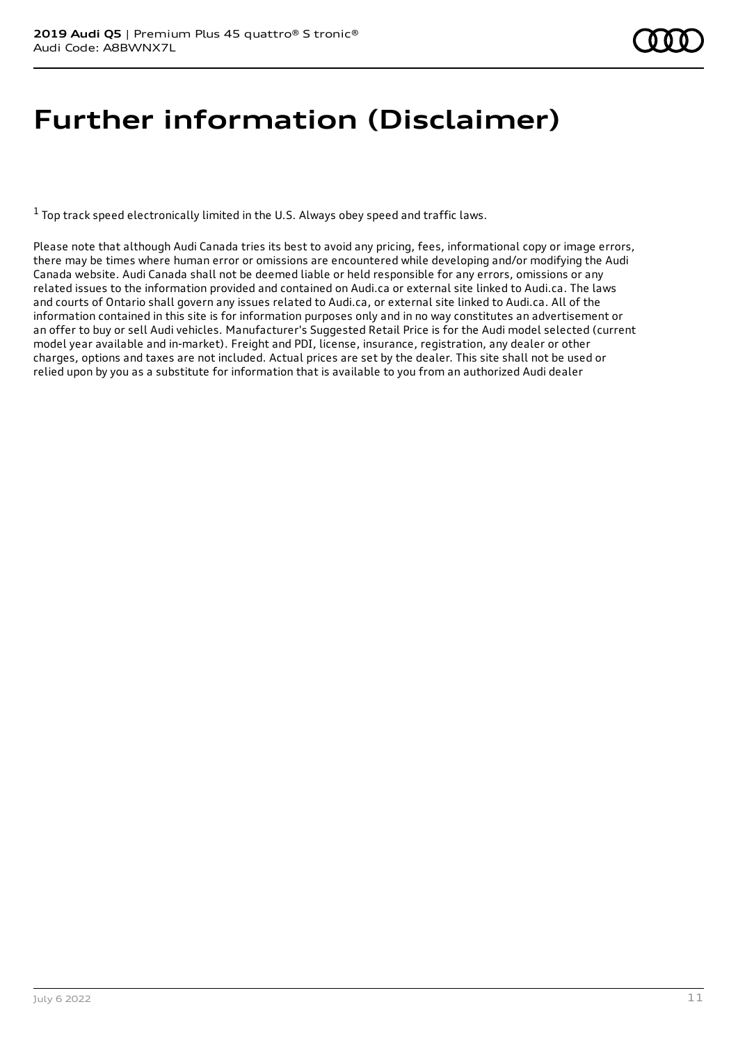# Further information (Disclaimer)

[1] Top track speed electronically limited in the U.S. Always obey speed and traffic laws.

Please note that although Audi Canada tries its best to avoid any pricing, fees, informational copy or image errors, there may be times where human error or omissions are encountered while developing and/or modifying the Audi Canada website. Audi Canada shall not be deemed liable or held responsible for any errors, omissions or any related issues to the information provided and contained on Audi.ca or external site linked to Audi.ca. The laws and courts of Ontario shall govern any issues related to Audi.ca, or external site linked to Audi.ca. All of the information contained in this site is for information purposes only and in no way constitutes an advertisement or an offer to buy or sell Audi vehicles. Manufacturer's Suggested Retail Price is for the Audi model selected (current model year available and in-market). Freight and PDI, license, insurance, registration, any dealer or other charges, options and taxes are not included. Actual prices are set by the dealer. This site shall not be used or relied upon by you as a substitute for information that is available to you from an authorized Audi dealer